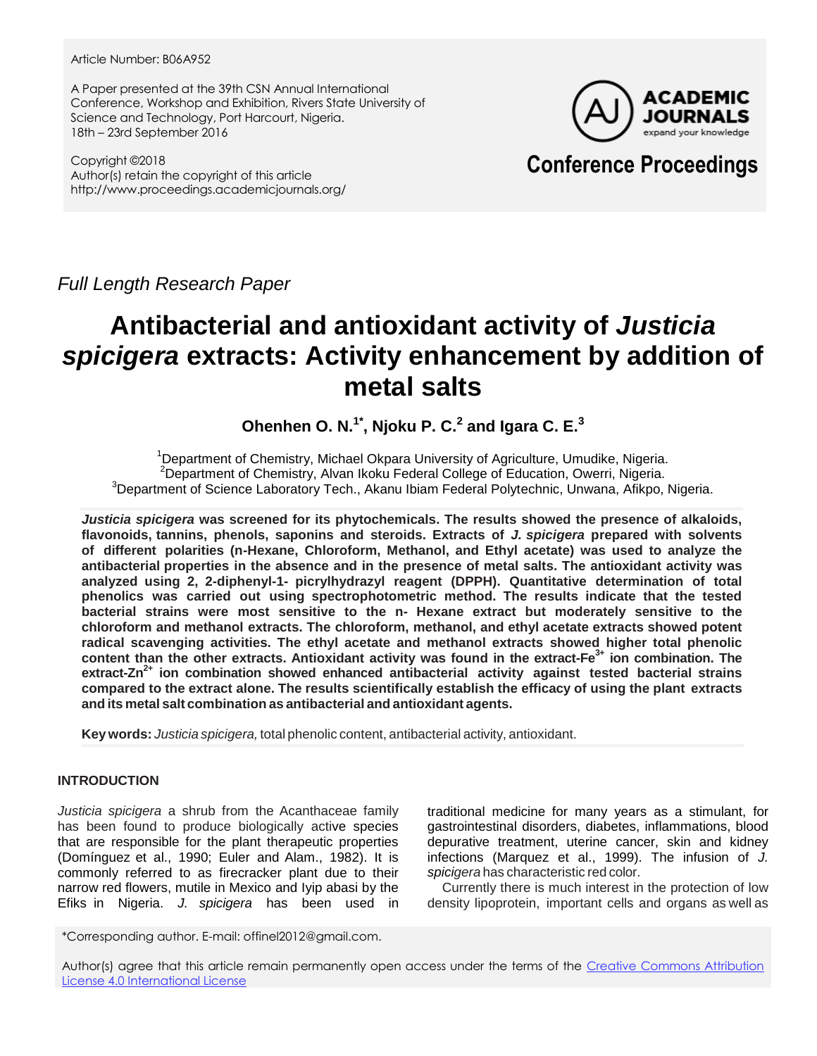Article Number: B06A952

A Paper presented at the 39th CSN Annual International Conference, Workshop and Exhibition, Rivers State University of Science and Technology, Port Harcourt, Nigeria.
18th – 23rd September 2016

Copyright ©2018
Author(s) retain the copyright of this article
http://www.proceedings.academicjournals.org/

**Conference Proceedings**

*Full Length Research Paper*

# Antibacterial and antioxidant activity of *Justicia spicigera* extracts: Activity enhancement by addition of metal salts

**Ohenhen O. N.[1*], Njoku P. C.[2] and Igara C. E.[3]**

[1]Department of Chemistry, Michael Okpara University of Agriculture, Umudike, Nigeria.
[2]Department of Chemistry, Alvan Ikoku Federal College of Education, Owerri, Nigeria.
[3]Department of Science Laboratory Tech., Akanu Ibiam Federal Polytechnic, Unwana, Afikpo, Nigeria.

***Justicia spicigera* was screened for its phytochemicals. The results showed the presence of alkaloids, flavonoids, tannins, phenols, saponins and steroids. Extracts of *J. spicigera* prepared with solvents of different polarities (n-Hexane, Chloroform, Methanol, and Ethyl acetate) was used to analyze the antibacterial properties in the absence and in the presence of metal salts. The antioxidant activity was analyzed using 2, 2-diphenyl-1- picrylhydrazyl reagent (DPPH). Quantitative determination of total phenolics was carried out using spectrophotometric method. The results indicate that the tested bacterial strains were most sensitive to the n- Hexane extract but moderately sensitive to the chloroform and methanol extracts. The chloroform, methanol, and ethyl acetate extracts showed potent radical scavenging activities. The ethyl acetate and methanol extracts showed higher total phenolic content than the other extracts. Antioxidant activity was found in the extract-$Fe^{3+}$ ion combination. The extract-$Zn^{2+}$ ion combination showed enhanced antibacterial activity against tested bacterial strains compared to the extract alone. The results scientifically establish the efficacy of using the plant extracts and its metal salt combination as antibacterial and antioxidant agents.**

**Key words:** *Justicia spicigera,* total phenolic content, antibacterial activity, antioxidant.

## INTRODUCTION

*Justicia spicigera* a shrub from the Acanthaceae family has been found to produce biologically active species that are responsible for the plant therapeutic properties (Domínguez et al., 1990; Euler and Alam., 1982). It is commonly referred to as firecracker plant due to their narrow red flowers, mutile in Mexico and Iyip abasi by the Efiks in Nigeria. *J. spicigera* has been used in traditional medicine for many years as a stimulant, for gastrointestinal disorders, diabetes, inflammations, blood depurative treatment, uterine cancer, skin and kidney infections (Marquez et al., 1999). The infusion of *J. spicigera* has characteristic red color.

Currently there is much interest in the protection of low density lipoprotein, important cells and organs as well as

*Corresponding author. E-mail: offinel2012@gmail.com.

Author(s) agree that this article remain permanently open access under the terms of the Creative Commons Attribution License 4.0 International License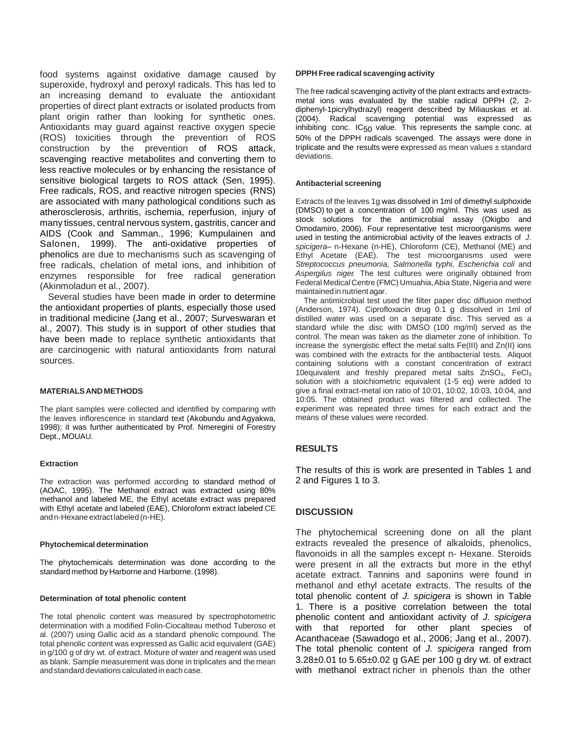food systems against oxidative damage caused by superoxide, hydroxyl and peroxyl radicals. This has led to an increasing demand to evaluate the antioxidant properties of direct plant extracts or isolated products from plant origin rather than looking for synthetic ones. Antioxidants may guard against reactive oxygen specie (ROS) toxicities through the prevention of ROS construction by the prevention of ROS attack, scavenging reactive metabolites and converting them to less reactive molecules or by enhancing the resistance of sensitive biological targets to ROS attack (Sen, 1995). Free radicals, ROS, and reactive nitrogen species (RNS) are associated with many pathological conditions such as atherosclerosis, arthritis, ischemia, reperfusion, injury of many tissues, central nervous system, gastritis, cancer and AIDS (Cook and Samman., 1996; Kumpulainen and Salonen, 1999). The anti-oxidative properties of phenolics are due to mechanisms such as scavenging of free radicals, chelation of metal ions, and inhibition of enzymes responsible for free radical generation (Akinmoladun et al., 2007).

Several studies have been made in order to determine the antioxidant properties of plants, especially those used in traditional medicine (Jang et al., 2007; Surveswaran et al., 2007). This study is in support of other studies that have been made to replace synthetic antioxidants that are carcinogenic with natural antioxidants from natural sources.

## MATERIALS AND METHODS

The plant samples were collected and identified by comparing with the leaves inflorescence in standard text (Akobundu and Agyakwa, 1998); it was further authenticated by Prof. Nmeregini of Forestry Dept., MOUAU.

### Extraction

The extraction was performed according to standard method of (AOAC, 1995). The Methanol extract was extracted using 80% methanol and labeled ME, the Ethyl acetate extract was prepared with Ethyl acetate and labeled (EAE), Chloroform extract labeled CE and n-Hexane extract labeled (n-HE).

### Phytochemical determination

The phytochemicals determination was done according to the standard method by Harborne and Harborne. (1998).

### Determination of total phenolic content

The total phenolic content was measured by spectrophotometric determination with a modified Folin-Ciocalteau method Tuberoso et al. (2007) using Gallic acid as a standard phenolic compound. The total phenolic content was expressed as Gallic acid equivalent (GAE) in g/100 g of dry wt. of extract. Mixture of water and reagent was used as blank. Sample measurement was done in triplicates and the mean and standard deviations calculated in each case.

### DPPH Free radical scavenging activity

The free radical scavenging activity of the plant extracts and extracts-metal ions was evaluated by the stable radical DPPH (2, 2-diphenyl-1picrylhydrazyl) reagent described by Miliauskas et al. (2004). Radical scavenging potential was expressed as inhibiting conc. $IC_{50}$ value. This represents the sample conc. at 50% of the DPPH radicals scavenged. The assays were done in triplicate and the results were expressed as mean values ± standard deviations.

### Antibacterial screening

Extracts of the leaves 1g was dissolved in 1ml of dimethyl sulphoxide (DMSO) to get a concentration of 100 mg/ml. This was used as stock solutions for the antimicrobial assay (Okigbo and Omodamiro, 2006). Four representative test microorganisms were used in testing the antimicrobial activity of the leaves extracts of *J. spicigera*– n-Hexane (n-HE), Chloroform (CE), Methanol (ME) and Ethyl Acetate (EAE). The test microorganisms used were *Streptococcus pneumonia, Salmonella typhi, Escherichia coli* and *Aspergilus niger.* The test cultures were originally obtained from Federal Medical Centre (FMC) Umuahia, Abia State, Nigeria and were maintained in nutrient agar.

The antimicrobial test used the filter paper disc diffusion method (Anderson, 1974). Ciprofloxacin drug 0.1 g dissolved in 1ml of distilled water was used on a separate disc. This served as a standard while the disc with DMSO (100 mg/ml) served as the control. The mean was taken as the diameter zone of inhibition. To increase the synergistic effect the metal salts Fe(III) and Zn(II) ions was combined with the extracts for the antibacterial tests. Aliquot containing solutions with a constant concentration of extract 10equivalent and freshly prepared metal salts $ZnSO_4$, $FeCl_3$ solution with a stoichiometric equivalent (1-5 eq) were added to give a final extract-metal ion ratio of 10:01, 10:02, 10:03, 10:04, and 10:05. The obtained product was filtered and collected. The experiment was repeated three times for each extract and the means of these values were recorded.

## RESULTS

The results of this is work are presented in Tables 1 and 2 and Figures 1 to 3.

## DISCUSSION

The phytochemical screening done on all the plant extracts revealed the presence of alkaloids, phenolics, flavonoids in all the samples except n- Hexane. Steroids were present in all the extracts but more in the ethyl acetate extract. Tannins and saponins were found in methanol and ethyl acetate extracts. The results of the total phenolic content of *J. spicigera* is shown in Table 1. There is a positive correlation between the total phenolic content and antioxidant activity of *J. spicigera* with that reported for other plant species of Acanthaceae (Sawadogo et al., 2006; Jang et al., 2007). The total phenolic content of *J. spicigera* ranged from 3.28±0.01 to 5.65±0.02 g GAE per 100 g dry wt. of extract with methanol extract richer in phenols than the other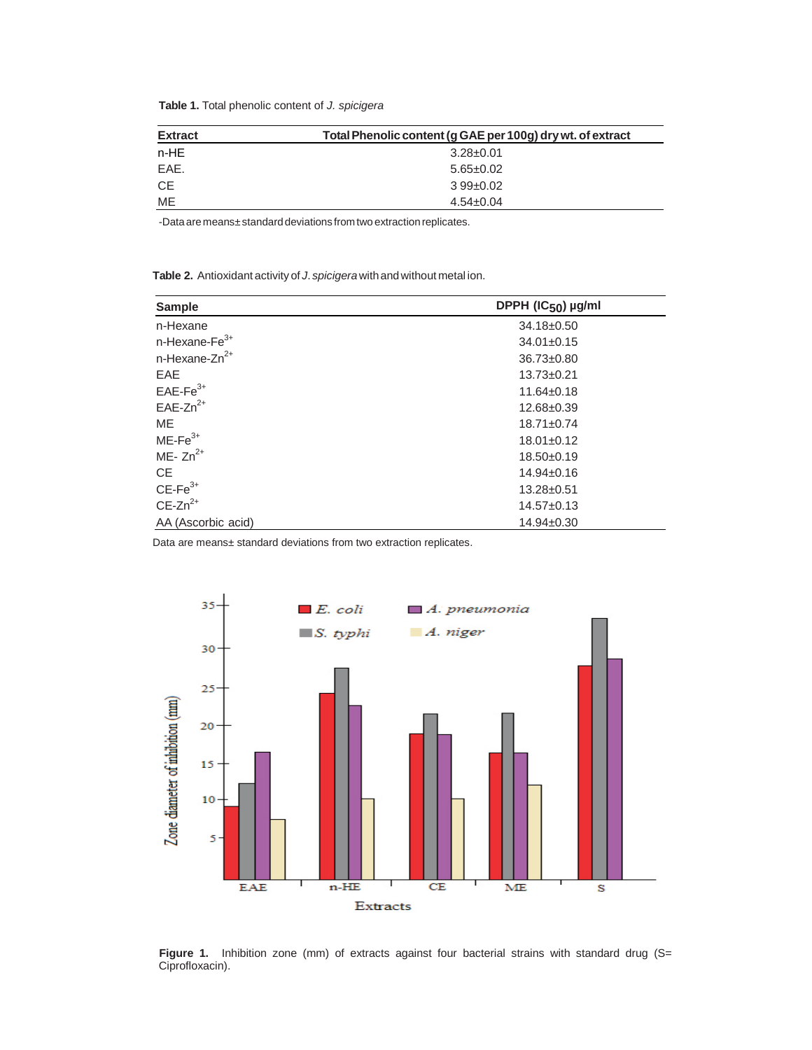**Table 1.** Total phenolic content of *J. spicigera*

| Extract | Total Phenolic content (g GAE per 100g) dry wt. of extract |
|---|---|
| n-HE | 3.28±0.01 |
| EAE. | 5.65±0.02 |
| CE | 3 99±0.02 |
| ME | 4.54±0.04 |

-Data are means± standard deviations from two extraction replicates.

**Table 2.** Antioxidant activity of *J. spicigera* with and without metal ion.

| Sample | DPPH ($IC_{50}$) µg/ml |
|---|---|
| n-Hexane | 34.18±0.50 |
| n-Hexane-$Fe^{3+}$ | 34.01±0.15 |
| n-Hexane-$Zn^{2+}$ | 36.73±0.80 |
| EAE | 13.73±0.21 |
| EAE-$Fe^{3+}$ | 11.64±0.18 |
| EAE-$Zn^{2+}$ | 12.68±0.39 |
| ME | 18.71±0.74 |
| ME-$Fe^{3+}$ | 18.01±0.12 |
| ME- $Zn^{2+}$ | 18.50±0.19 |
| CE | 14.94±0.16 |
| CE-$Fe^{3+}$ | 13.28±0.51 |
| CE-$Zn^{2+}$ | 14.57±0.13 |
| AA (Ascorbic acid) | 14.94±0.30 |

Data are means± standard deviations from two extraction replicates.

**Figure 1.** Inhibition zone (mm) of extracts against four bacterial strains with standard drug (S= Ciprofloxacin).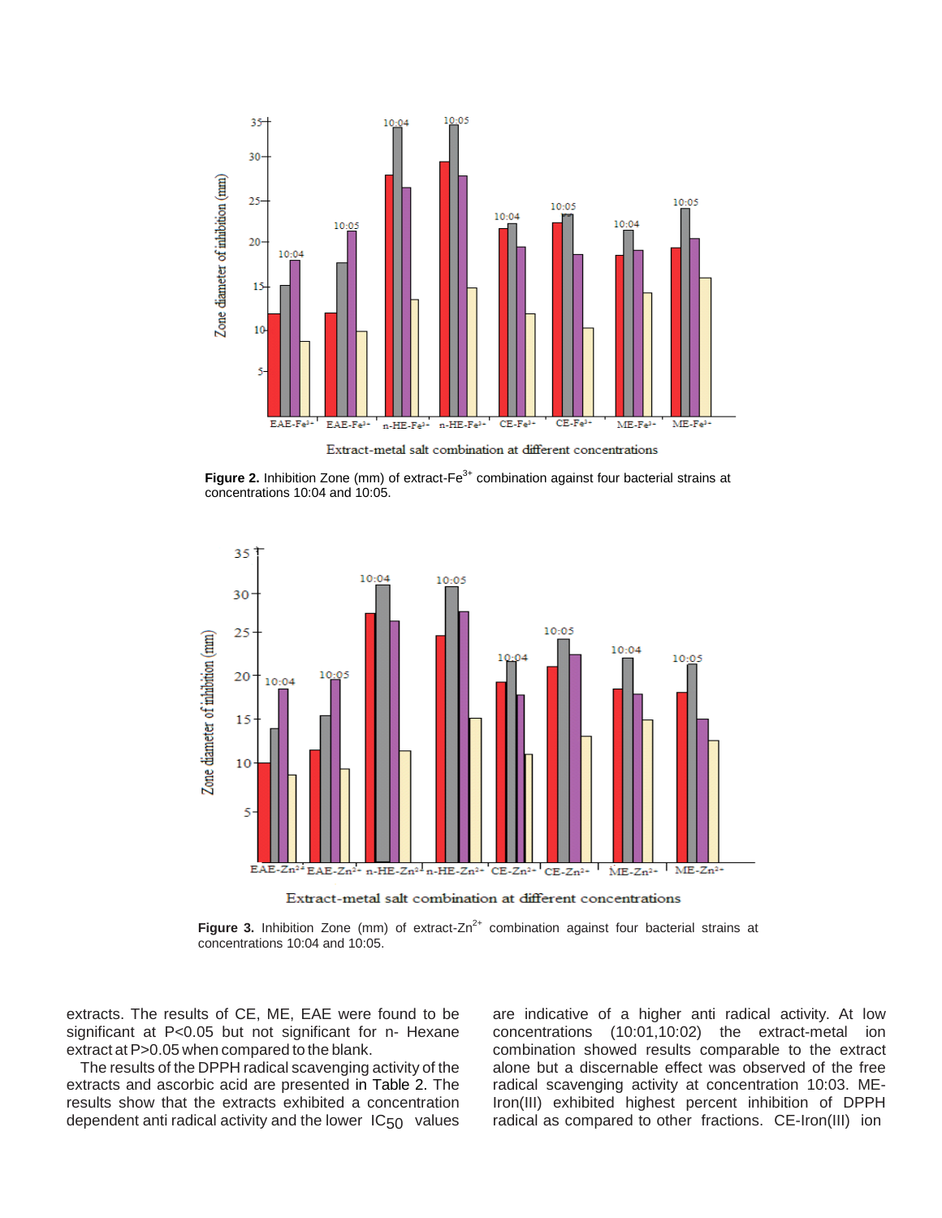Figure 2. Inhibition Zone (mm) of extract-$Fe^{3+}$ combination against four bacterial strains at concentrations 10:04 and 10:05.

Figure 3. Inhibition Zone (mm) of extract-$Zn^{2+}$ combination against four bacterial strains at concentrations 10:04 and 10:05.

extracts. The results of CE, ME, EAE were found to be significant at $P<0.05$ but not significant for n- Hexane extract at $P>0.05$ when compared to the blank.

The results of the DPPH radical scavenging activity of the extracts and ascorbic acid are presented in Table 2. The results show that the extracts exhibited a concentration dependent anti radical activity and the lower $IC_{50}$ values are indicative of a higher anti radical activity. At low concentrations (10:01,10:02) the extract-metal ion combination showed results comparable to the extract alone but a discernable effect was observed of the free radical scavenging activity at concentration 10:03. ME-Iron(III) exhibited highest percent inhibition of DPPH radical as compared to other fractions. CE-Iron(III) ion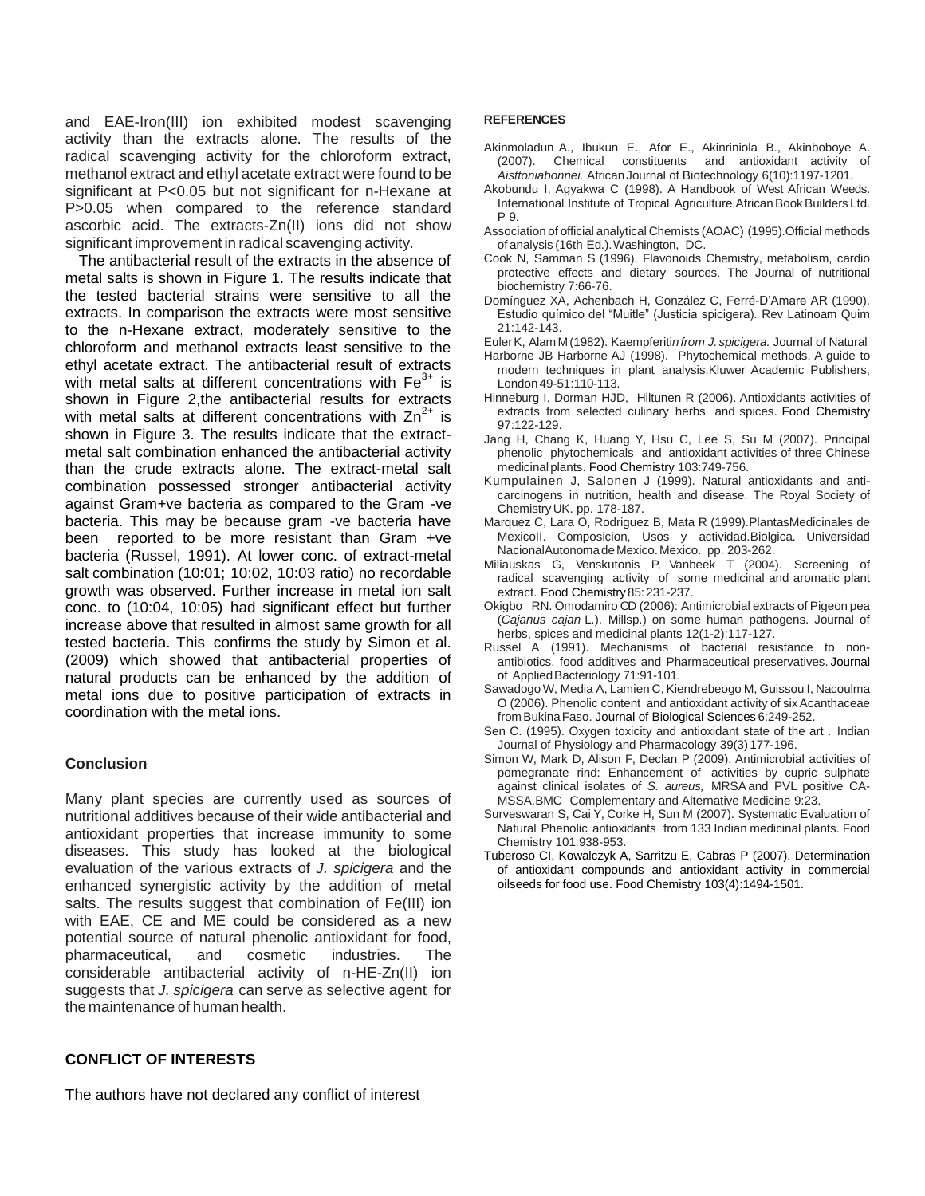and EAE-Iron(III) ion exhibited modest scavenging activity than the extracts alone. The results of the radical scavenging activity for the chloroform extract, methanol extract and ethyl acetate extract were found to be significant at $P<0.05$ but not significant for n-Hexane at $P>0.05$ when compared to the reference standard ascorbic acid. The extracts-Zn(II) ions did not show significant improvement in radical scavenging activity.

The antibacterial result of the extracts in the absence of metal salts is shown in Figure 1. The results indicate that the tested bacterial strains were sensitive to all the extracts. In comparison the extracts were most sensitive to the n-Hexane extract, moderately sensitive to the chloroform and methanol extracts least sensitive to the ethyl acetate extract. The antibacterial result of extracts with metal salts at different concentrations with $Fe^{3+}$ is shown in Figure 2,the antibacterial results for extracts with metal salts at different concentrations with $Zn^{2+}$ is shown in Figure 3. The results indicate that the extract-metal salt combination enhanced the antibacterial activity than the crude extracts alone. The extract-metal salt combination possessed stronger antibacterial activity against Gram+ve bacteria as compared to the Gram -ve bacteria. This may be because gram -ve bacteria have been reported to be more resistant than Gram +ve bacteria (Russel, 1991). At lower conc. of extract-metal salt combination (10:01; 10:02, 10:03 ratio) no recordable growth was observed. Further increase in metal ion salt conc. to (10:04, 10:05) had significant effect but further increase above that resulted in almost same growth for all tested bacteria. This confirms the study by Simon et al. (2009) which showed that antibacterial properties of natural products can be enhanced by the addition of metal ions due to positive participation of extracts in coordination with the metal ions.

## Conclusion

Many plant species are currently used as sources of nutritional additives because of their wide antibacterial and antioxidant properties that increase immunity to some diseases. This study has looked at the biological evaluation of the various extracts of *J. spicigera* and the enhanced synergistic activity by the addition of metal salts. The results suggest that combination of Fe(III) ion with EAE, CE and ME could be considered as a new potential source of natural phenolic antioxidant for food, pharmaceutical, and cosmetic industries. The considerable antibacterial activity of n-HE-Zn(II) ion suggests that *J. spicigera* can serve as selective agent for the maintenance of human health.

## CONFLICT OF INTERESTS

The authors have not declared any conflict of interest

## REFERENCES

Akinmoladun A., Ibukun E., Afor E., Akinriniola B., Akinboboye A. (2007). Chemical constituents and antioxidant activity of *Aisttoniabonnei.* African Journal of Biotechnology 6(10):1197-1201.

Akobundu I, Agyakwa C (1998). A Handbook of West African Weeds. International Institute of Tropical Agriculture.African Book Builders Ltd. P 9.

Association of official analytical Chemists (AOAC) (1995).Official methods of analysis (16th Ed.).Washington, DC.

Cook N, Samman S (1996). Flavonoids Chemistry, metabolism, cardio protective effects and dietary sources. The Journal of nutritional biochemistry 7:66-76.

Domínguez XA, Achenbach H, González C, Ferré-D'Amare AR (1990). Estudio químico del "Muitle" (Justicia spicigera). Rev Latinoam Quim 21:142-143.

Euler K, Alam M (1982). Kaempferitin *from J. spicigera.* Journal of Natural

Harborne JB Harborne AJ (1998). Phytochemical methods. A guide to modern techniques in plant analysis.Kluwer Academic Publishers, London 49-51:110-113.

Hinneburg I, Dorman HJD, Hiltunen R (2006). Antioxidants activities of extracts from selected culinary herbs and spices. Food Chemistry 97:122-129.

Jang H, Chang K, Huang Y, Hsu C, Lee S, Su M (2007). Principal phenolic phytochemicals and antioxidant activities of three Chinese medicinal plants. Food Chemistry 103:749-756.

Kumpulainen J, Salonen J (1999). Natural antioxidants and anti-carcinogens in nutrition, health and disease. The Royal Society of Chemistry UK. pp. 178-187.

Marquez C, Lara O, Rodriguez B, Mata R (1999).PlantasMedicinales de MexicoII. Composicion, Usos y actividad.Biolgica. Universidad NacionalAutonoma de Mexico. Mexico. pp. 203-262.

Miliauskas G, Venskutonis P, Vanbeek T (2004). Screening of radical scavenging activity of some medicinal and aromatic plant extract. Food Chemistry 85: 231-237.

Okigbo RN. Omodamiro OD (2006): Antimicrobial extracts of Pigeon pea (*Cajanus cajan* L.). Millsp.) on some human pathogens. Journal of herbs, spices and medicinal plants 12(1-2):117-127.

Russel A (1991). Mechanisms of bacterial resistance to non-antibiotics, food additives and Pharmaceutical preservatives. Journal of Applied Bacteriology 71:91-101.

Sawadogo W, Media A, Lamien C, Kiendrebeogo M, Guissou I, Nacoulma O (2006). Phenolic content and antioxidant activity of six Acanthaceae from Bukina Faso. Journal of Biological Sciences 6:249-252.

Sen C. (1995). Oxygen toxicity and antioxidant state of the art . Indian Journal of Physiology and Pharmacology 39(3) 177-196.

Simon W, Mark D, Alison F, Declan P (2009). Antimicrobial activities of pomegranate rind: Enhancement of activities by cupric sulphate against clinical isolates of *S. aureus,* MRSA and PVL positive CA-MSSA.BMC Complementary and Alternative Medicine 9:23.

Surveswaran S, Cai Y, Corke H, Sun M (2007). Systematic Evaluation of Natural Phenolic antioxidants from 133 Indian medicinal plants. Food Chemistry 101:938-953.

Tuberoso CI, Kowalczyk A, Sarritzu E, Cabras P (2007). Determination of antioxidant compounds and antioxidant activity in commercial oilseeds for food use. Food Chemistry 103(4):1494-1501.